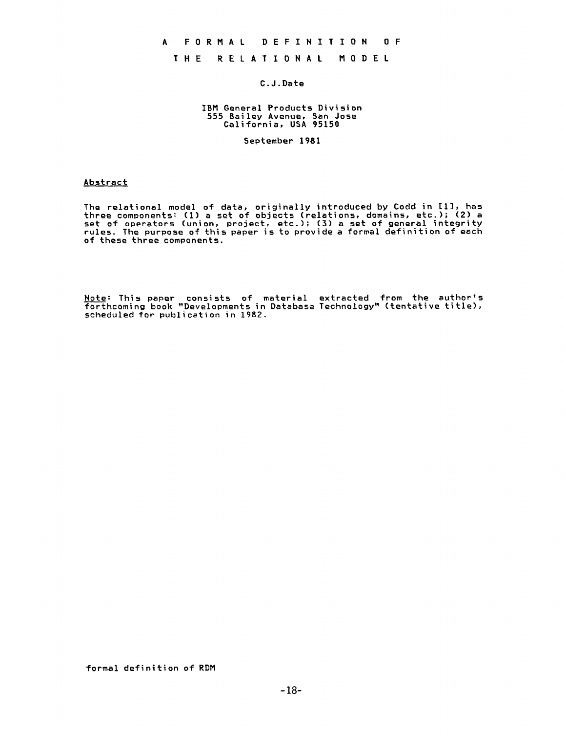# A FORMAL DEFINITION OF THE RELATIONAL MODEL

C.J.Date

IBM General Products Division
555 Bailey Avenue, San Jose
California, USA 95150

September 1981

## Abstract

The relational model of data, originally introduced by Codd in [1], has three components: (1) a set of objects (relations, domains, etc.); (2) a set of operators (union, project, etc.); (3) a set of general integrity rules. The purpose of this paper is to provide a formal definition of each of these three components.

Note: This paper consists of material extracted from the author's forthcoming book "Developments in Database Technology" (tentative title), scheduled for publication in 1982.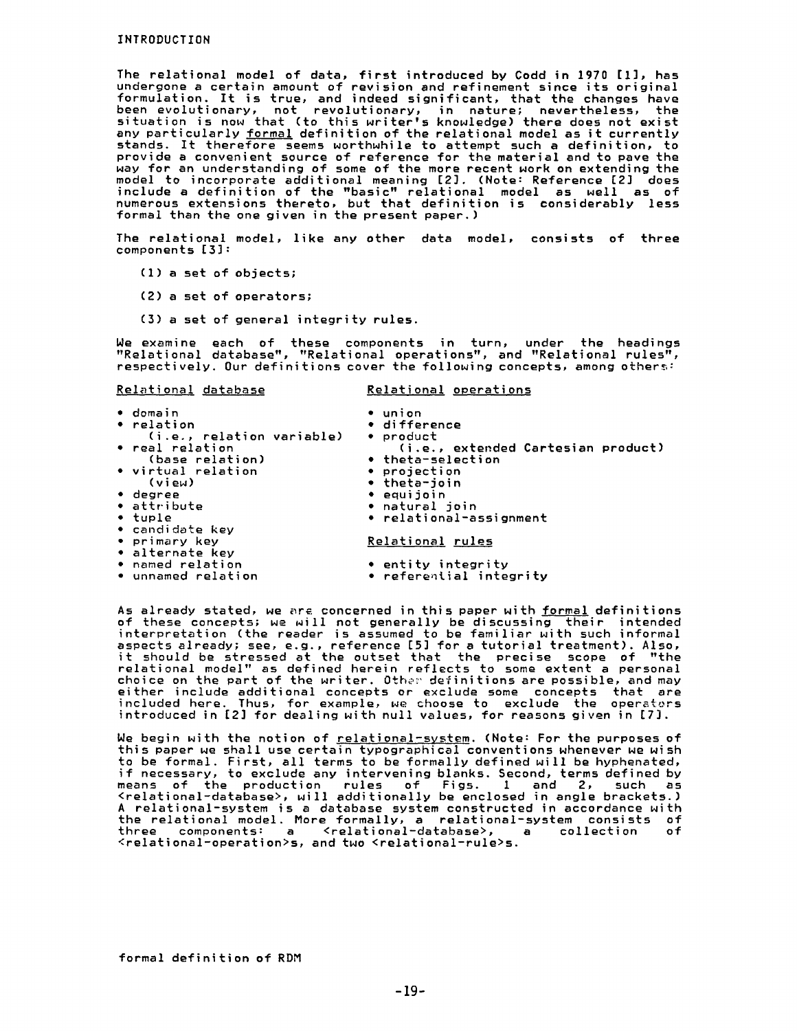## INTRODUCTION

The relational model of data, first introduced by Codd in 1970 [1], has undergone a certain amount of revision and refinement since its original formulation. It is true, and indeed significant, that the changes have been evolutionary, not revolutionary, in nature; nevertheless, the situation is now that (to this writer's knowledge) there does not exist any particularly <u>formal</u> definition of the relational model as it currently stands. It therefore seems worthwhile to attempt such a definition, to provide a convenient source of reference for the material and to pave the way for an understanding of some of the more recent work on extending the model to incorporate additional meaning [2]. (Note: Reference [2] does include a definition of the "basic" relational model as well as of numerous extensions thereto, but that definition is considerably less formal than the one given in the present paper.)

The relational model, like any other data model, consists of three components [3]:

(1) a set of objects;

(2) a set of operators;

(3) a set of general integrity rules.

We examine each of these components in turn, under the headings "Relational database", "Relational operations", and "Relational rules", respectively. Our definitions cover the following concepts, among others:

<u>Relational database</u>

- domain
- relation
  (i.e., relation variable)
- real relation
  (base relation)
- virtual relation
  (view)
- degree
- attribute
- tuple
- candidate key
- primary key
- alternate key
- named relation
- unnamed relation

<u>Relational operations</u>

- union
- difference
- product
  (i.e., extended Cartesian product)
- theta-selection
- projection
- theta-join
- equijoin
- natural join
- relational-assignment

<u>Relational rules</u>

- entity integrity
- referential integrity

As already stated, we are concerned in this paper with <u>formal</u> definitions of these concepts; we will not generally be discussing their intended interpretation (the reader is assumed to be familiar with such informal aspects already; see, e.g., reference [5] for a tutorial treatment). Also, it should be stressed at the outset that the precise scope of "the relational model" as defined herein reflects to some extent a personal choice on the part of the writer. Other definitions are possible, and may either include additional concepts or exclude some concepts that are included here. Thus, for example, we choose to exclude the operators introduced in [2] for dealing with null values, for reasons given in [7].

We begin with the notion of <u>relational-system</u>. (Note: For the purposes of this paper we shall use certain typographical conventions whenever we wish to be formal. First, all terms to be formally defined will be hyphenated, if necessary, to exclude any intervening blanks. Second, terms defined by means of the production rules of Figs. 1 and 2, such as <relational-database>, will additionally be enclosed in angle brackets.) A relational-system is a database system constructed in accordance with the relational model. More formally, a relational-system consists of three components: a <relational-database>, a collection of <relational-operation>s, and two <relational-rule>s.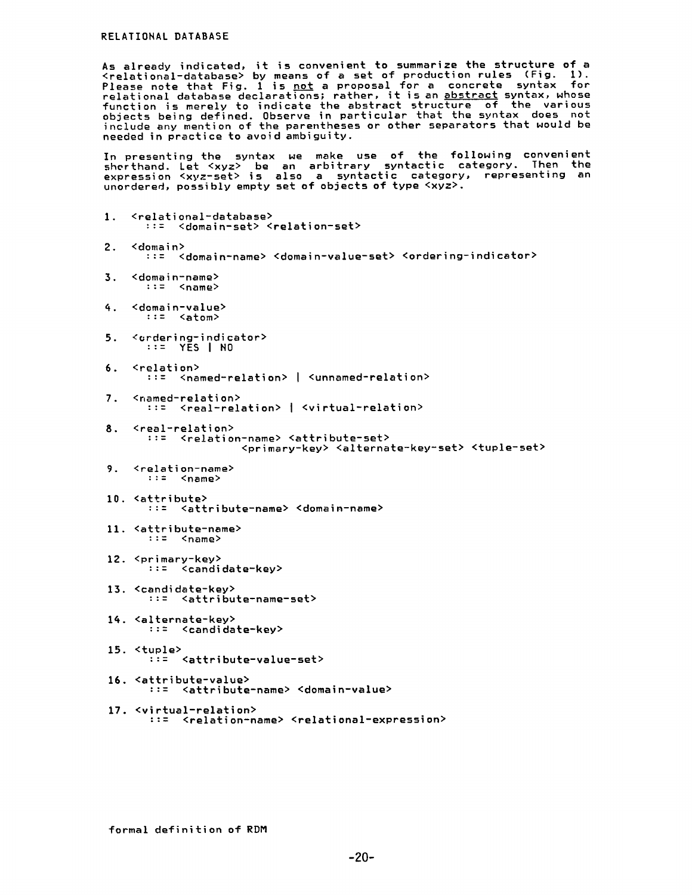As already indicated, it is convenient to summarize the structure of a <relational-database> by means of a set of production rules (Fig. 1). Please note that Fig. 1 is not a proposal for a concrete syntax for relational database declarations; rather, it is an abstract syntax, whose function is merely to indicate the abstract structure of the various objects being defined. Observe in particular that the syntax does not include any mention of the parentheses or other separators that would be needed in practice to avoid ambiguity.

In presenting the syntax we make use of the following convenient shorthand. Let <xyz> be an arbitrary syntactic category. Then the expression <xyz-set> is also a syntactic category, representing an unordered, possibly empty set of objects of type <xyz>.

```
1.  <relational-database>
      ::=  <domain-set> <relation-set>

2.  <domain>
      ::=  <domain-name> <domain-value-set> <ordering-indicator>

3.  <domain-name>
      ::=  <name>

4.  <domain-value>
      ::=  <atom>

5.  <ordering-indicator>
      ::=  YES | NO

6.  <relation>
      ::=  <named-relation> | <unnamed-relation>

7.  <named-relation>
      ::=  <real-relation> | <virtual-relation>

8.  <real-relation>
      ::=  <relation-name> <attribute-set>
                  <primary-key> <alternate-key-set> <tuple-set>

9.  <relation-name>
      ::=  <name>

10. <attribute>
      ::=  <attribute-name> <domain-name>

11. <attribute-name>
      ::=  <name>

12. <primary-key>
      ::=  <candidate-key>

13. <candidate-key>
      ::=  <attribute-name-set>

14. <alternate-key>
      ::=  <candidate-key>

15. <tuple>
      ::=  <attribute-value-set>

16. <attribute-value>
      ::=  <attribute-name> <domain-value>

17. <virtual-relation>
      ::=  <relation-name> <relational-expression>
```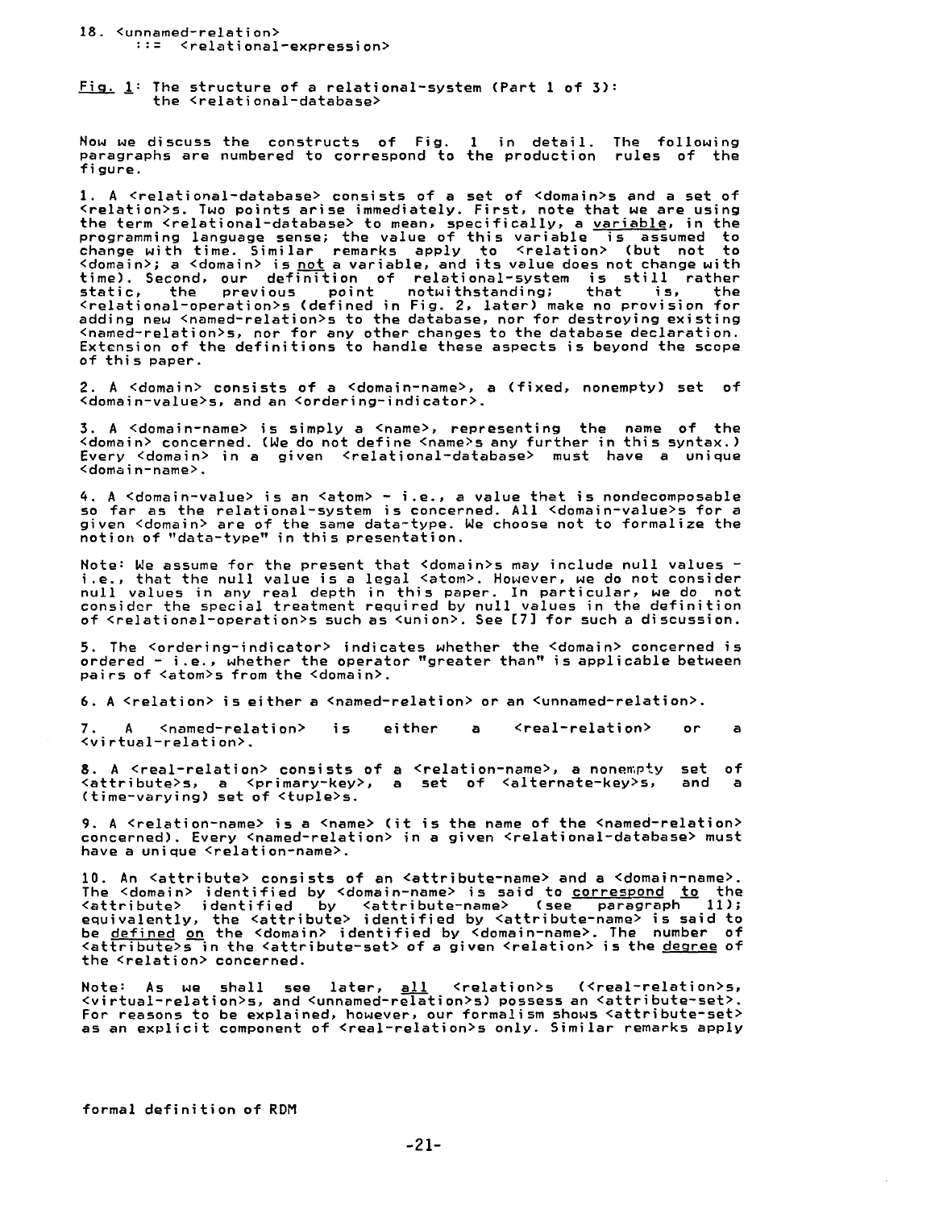18. <unnamed-relation>
    ::= <relational-expression>

Fig. 1: The structure of a relational-system (Part 1 of 3): the <relational-database>

Now we discuss the constructs of Fig. 1 in detail. The following paragraphs are numbered to correspond to the production rules of the figure.

1. A <relational-database> consists of a set of <domain>s and a set of <relation>s. Two points arise immediately. First, note that we are using the term <relational-database> to mean, specifically, a variable, in the programming language sense; the value of this variable is assumed to change with time. Similar remarks apply to <relation> (but not to <domain>; a <domain> is not a variable, and its value does not change with time). Second, our definition of relational-system is still rather static, the previous point notwithstanding; that is, the <relational-operation>s (defined in Fig. 2, later) make no provision for adding new <named-relation>s to the database, nor for destroying existing <named-relation>s, nor for any other changes to the database declaration. Extension of the definitions to handle these aspects is beyond the scope of this paper.

2. A <domain> consists of a <domain-name>, a (fixed, nonempty) set of <domain-value>s, and an <ordering-indicator>.

3. A <domain-name> is simply a <name>, representing the name of the <domain> concerned. (We do not define <name>s any further in this syntax.) Every <domain> in a given <relational-database> must have a unique <domain-name>.

4. A <domain-value> is an <atom> - i.e., a value that is nondecomposable so far as the relational-system is concerned. All <domain-value>s for a given <domain> are of the same data-type. We choose not to formalize the notion of "data-type" in this presentation.

Note: We assume for the present that <domain>s may include null values - i.e., that the null value is a legal <atom>. However, we do not consider null values in any real depth in this paper. In particular, we do not consider the special treatment required by null values in the definition of <relational-operation>s such as <union>. See [7] for such a discussion.

5. The <ordering-indicator> indicates whether the <domain> concerned is ordered - i.e., whether the operator "greater than" is applicable between pairs of <atom>s from the <domain>.

6. A <relation> is either a <named-relation> or an <unnamed-relation>.

7. A <named-relation> is either a <real-relation> or a <virtual-relation>.

8. A <real-relation> consists of a <relation-name>, a nonempty set of <attribute>s, a <primary-key>, a set of <alternate-key>s, and a (time-varying) set of <tuple>s.

9. A <relation-name> is a <name> (it is the name of the <named-relation> concerned). Every <named-relation> in a given <relational-database> must have a unique <relation-name>.

10. An <attribute> consists of an <attribute-name> and a <domain-name>. The <domain> identified by <domain-name> is said to correspond to the <attribute> identified by <attribute-name> (see paragraph 11); equivalently, the <attribute> identified by <attribute-name> is said to be defined on the <domain> identified by <domain-name>. The number of <attribute>s in the <attribute-set> of a given <relation> is the degree of the <relation> concerned.

Note: As we shall see later, all <relation>s (<real-relation>s, <virtual-relation>s, and <unnamed-relation>s) possess an <attribute-set>. For reasons to be explained, however, our formalism shows <attribute-set> as an explicit component of <real-relation>s only. Similar remarks apply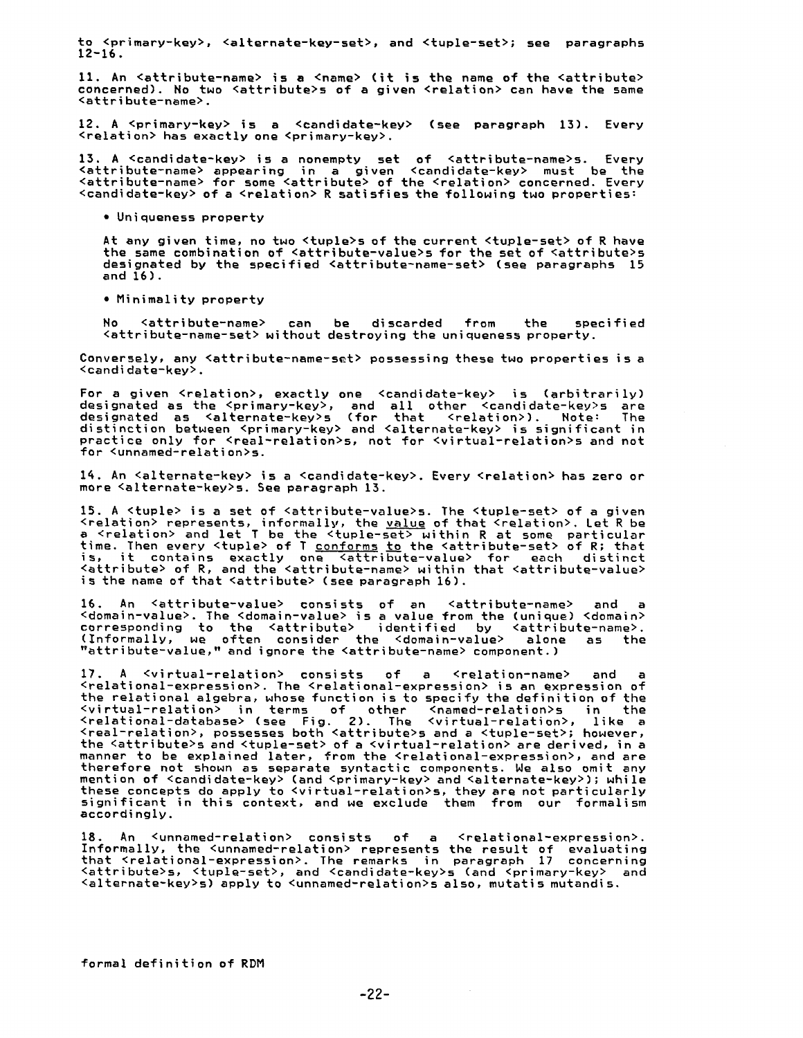to <primary-key>, <alternate-key-set>, and <tuple-set>; see paragraphs 12-16.

11. An <attribute-name> is a <name> (it is the name of the <attribute> concerned). No two <attribute>s of a given <relation> can have the same <attribute-name>.

12. A <primary-key> is a <candidate-key> (see paragraph 13). Every <relation> has exactly one <primary-key>.

13. A <candidate-key> is a nonempty set of <attribute-name>s. Every <attribute-name> appearing in a given <candidate-key> must be the <attribute-name> for some <attribute> of the <relation> concerned. Every <candidate-key> of a <relation> R satisfies the following two properties:

- Uniqueness property

  At any given time, no two <tuple>s of the current <tuple-set> of R have the same combination of <attribute-value>s for the set of <attribute>s designated by the specified <attribute-name-set> (see paragraphs 15 and 16).

- Minimality property

  No <attribute-name> can be discarded from the specified <attribute-name-set> without destroying the uniqueness property.

Conversely, any <attribute-name-set> possessing these two properties is a <candidate-key>.

For a given <relation>, exactly one <candidate-key> is (arbitrarily) designated as the <primary-key>, and all other <candidate-key>s are designated as <alternate-key>s (for that <relation>). Note: The distinction between <primary-key> and <alternate-key> is significant in practice only for <real-relation>s, not for <virtual-relation>s and not for <unnamed-relation>s.

14. An <alternate-key> is a <candidate-key>. Every <relation> has zero or more <alternate-key>s. See paragraph 13.

15. A <tuple> is a set of <attribute-value>s. The <tuple-set> of a given <relation> represents, informally, the _value_ of that <relation>. Let R be a <relation> and let T be the <tuple-set> within R at some particular time. Then every <tuple> of T _conforms to_ the <attribute-set> of R; that is, it contains exactly one <attribute-value> for each distinct <attribute> of R, and the <attribute-name> within that <attribute-value> is the name of that <attribute> (see paragraph 16).

16. An <attribute-value> consists of an <attribute-name> and a <domain-value>. The <domain-value> is a value from the (unique) <domain> corresponding to the <attribute> identified by <attribute-name>. (Informally, we often consider the <domain-value> alone as the "attribute-value," and ignore the <attribute-name> component.)

17. A <virtual-relation> consists of a <relation-name> and a <relational-expression>. The <relational-expression> is an expression of the relational algebra, whose function is to specify the definition of the <virtual-relation> in terms of other <named-relation>s in the <relational-database> (see Fig. 2). The <virtual-relation>, like a <real-relation>, possesses both <attribute>s and a <tuple-set>; however, the <attribute>s and <tuple-set> of a <virtual-relation> are derived, in a manner to be explained later, from the <relational-expression>, and are therefore not shown as separate syntactic components. We also omit any mention of <candidate-key> (and <primary-key> and <alternate-key>); while these concepts do apply to <virtual-relation>s, they are not particularly significant in this context, and we exclude them from our formalism accordingly.

18. An <unnamed-relation> consists of a <relational-expression>. Informally, the <unnamed-relation> represents the result of evaluating that <relational-expression>. The remarks in paragraph 17 concerning <attribute>s, <tuple-set>, and <candidate-key>s (and <primary-key> and <alternate-key>s) apply to <unnamed-relation>s also, mutatis mutandis.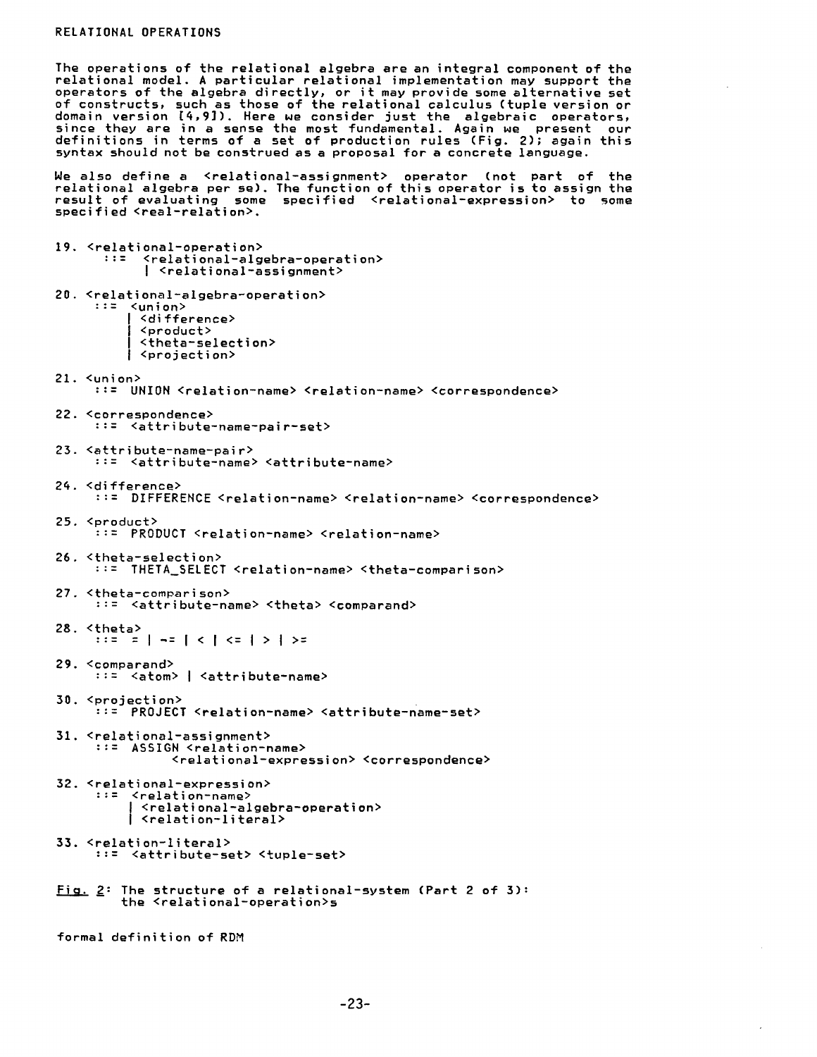## RELATIONAL OPERATIONS

The operations of the relational algebra are an integral component of the relational model. A particular relational implementation may support the operators of the algebra directly, or it may provide some alternative set of constructs, such as those of the relational calculus (tuple version or domain version [4,9]). Here we consider just the algebraic operators, since they are in a sense the most fundamental. Again we present our definitions in terms of a set of production rules (Fig. 2); again this syntax should not be construed as a proposal for a concrete language.

We also define a <relational-assignment> operator (not part of the relational algebra per se). The function of this operator is to assign the result of evaluating some specified <relational-expression> to some specified <real-relation>.

```
19. <relational-operation>
      ::=  <relational-algebra-operation>
           | <relational-assignment>

20. <relational-algebra-operation>
      ::= <union>
          | <difference>
          | <product>
          | <theta-selection>
          | <projection>

21. <union>
      ::= UNION <relation-name> <relation-name> <correspondence>

22. <correspondence>
      ::= <attribute-name-pair-set>

23. <attribute-name-pair>
      ::= <attribute-name> <attribute-name>

24. <difference>
      ::= DIFFERENCE <relation-name> <relation-name> <correspondence>

25. <product>
      ::= PRODUCT <relation-name> <relation-name>

26. <theta-selection>
      ::= THETA_SELECT <relation-name> <theta-comparison>

27. <theta-comparison>
      ::= <attribute-name> <theta> <comparand>

28. <theta>
      ::= = | ¬= | < | <= | > | >=

29. <comparand>
      ::= <atom> | <attribute-name>

30. <projection>
      ::= PROJECT <relation-name> <attribute-name-set>

31. <relational-assignment>
      ::= ASSIGN <relation-name>
                 <relational-expression> <correspondence>

32. <relational-expression>
      ::= <relation-name>
          | <relational-algebra-operation>
          | <relation-literal>

33. <relation-literal>
      ::= <attribute-set> <tuple-set>
```

Fig. 2: The structure of a relational-system (Part 2 of 3): the <relational-operation>s

formal definition of RDM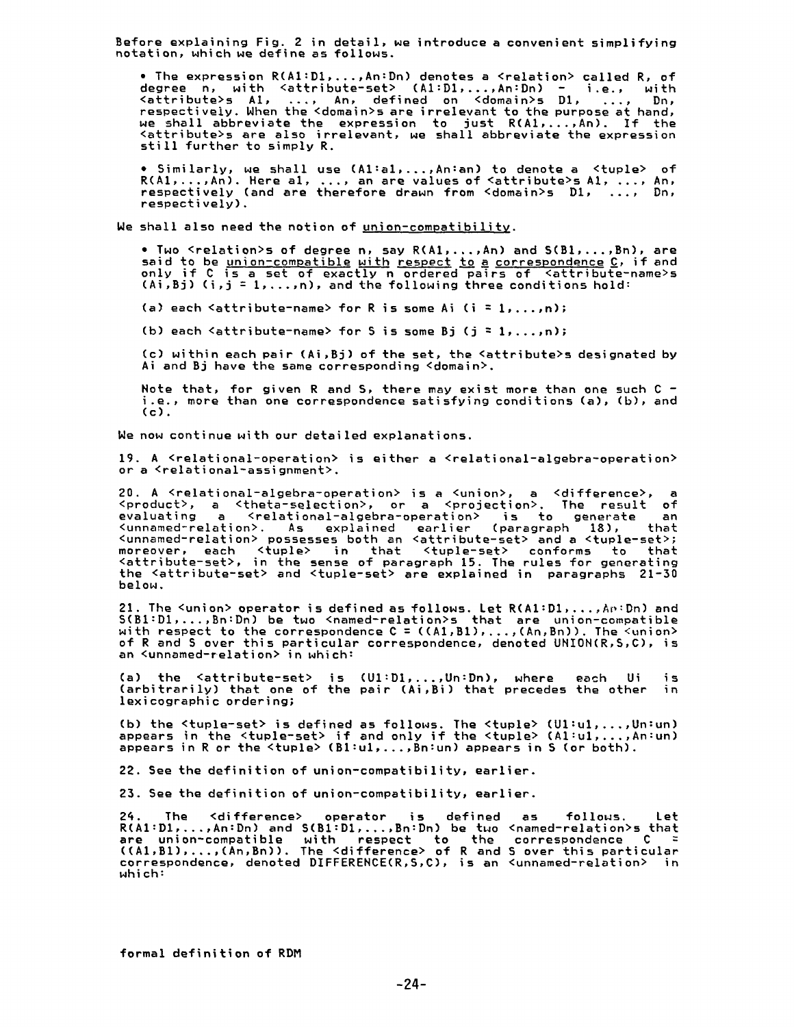Before explaining Fig. 2 in detail, we introduce a convenient simplifying notation, which we define as follows.

- The expression R(A1:D1,...,An:Dn) denotes a <relation> called R, of degree n, with <attribute-set> (A1:D1,...,An:Dn) - i.e., with <attribute>s A1, ..., An, defined on <domain>s D1, ..., Dn, respectively. When the <domain>s are irrelevant to the purpose at hand, we shall abbreviate the expression to just R(A1,...,An). If the <attribute>s are also irrelevant, we shall abbreviate the expression still further to simply R.

- Similarly, we shall use (A1:a1,...,An:an) to denote a <tuple> of R(A1,...,An). Here a1, ..., an are values of <attribute>s A1, ..., An, respectively (and are therefore drawn from <domain>s D1, ..., Dn, respectively).

We shall also need the notion of union-compatibility.

- Two <relation>s of degree n, say R(A1,...,An) and S(B1,...,Bn), are said to be union-compatible with respect to a correspondence C, if and only if C is a set of exactly n ordered pairs of <attribute-name>s (Ai,Bj) (i,j = 1,...,n), and the following three conditions hold:

  (a) each <attribute-name> for R is some Ai (i = 1,...,n);

  (b) each <attribute-name> for S is some Bj (j = 1,...,n);

  (c) within each pair (Ai,Bj) of the set, the <attribute>s designated by Ai and Bj have the same corresponding <domain>.

  Note that, for given R and S, there may exist more than one such C - i.e., more than one correspondence satisfying conditions (a), (b), and (c).

We now continue with our detailed explanations.

19. A <relational-operation> is either a <relational-algebra-operation> or a <relational-assignment>.

20. A <relational-algebra-operation> is a <union>, a <difference>, a <product>, a <theta-selection>, or a <projection>. The result of evaluating a <relational-algebra-operation> is to generate an <unnamed-relation>. As explained earlier (paragraph 18), that <unnamed-relation> possesses both an <attribute-set> and a <tuple-set>; moreover, each <tuple> in that <tuple-set> conforms to that <attribute-set>, in the sense of paragraph 15. The rules for generating the <attribute-set> and <tuple-set> are explained in paragraphs 21-30 below.

21. The <union> operator is defined as follows. Let R(A1:D1,...,An:Dn) and S(B1:D1,...,Bn:Dn) be two <named-relation>s that are union-compatible with respect to the correspondence C = ((A1,B1),...,(An,Bn)). The <union> of R and S over this particular correspondence, denoted UNION(R,S,C), is an <unnamed-relation> in which:

(a) the <attribute-set> is (U1:D1,...,Un:Dn), where each Ui is (arbitrarily) that one of the pair (Ai,Bi) that precedes the other in lexicographic ordering;

(b) the <tuple-set> is defined as follows. The <tuple> (U1:u1,...,Un:un) appears in the <tuple-set> if and only if the <tuple> (A1:u1,...,An:un) appears in R or the <tuple> (B1:u1,...,Bn:un) appears in S (or both).

22. See the definition of union-compatibility, earlier.

23. See the definition of union-compatibility, earlier.

24. The <difference> operator is defined as follows. Let R(A1:D1,...,An:Dn) and S(B1:D1,...,Bn:Dn) be two <named-relation>s that are union-compatible with respect to the correspondence C = ((A1,B1),...,(An,Bn)). The <difference> of R and S over this particular correspondence, denoted DIFFERENCE(R,S,C), is an <unnamed-relation> in which: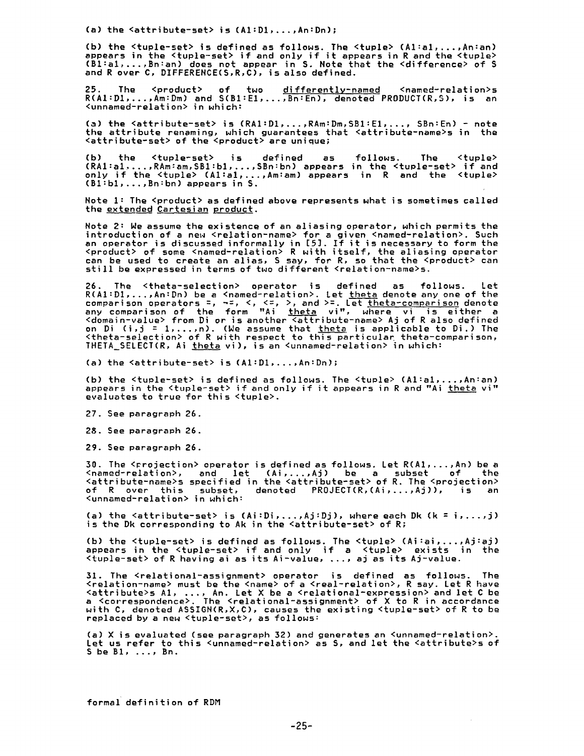(a) the <attribute-set> is (A1:D1,...,An:Dn);

(b) the <tuple-set> is defined as follows. The <tuple> (A1:a1,...,An:an) appears in the <tuple-set> if and only if it appears in R and the <tuple> (B1:a1,...,Bn:an) does not appear in S. Note that the <difference> of S and R over C, DIFFERENCE(S,R,C), is also defined.

25. The <product> of two _differently-named_ <named-relation>s R(A1:D1,...,Am:Dm) and S(B1:E1,...,Bn:En), denoted PRODUCT(R,S), is an <unnamed-relation> in which:

(a) the <attribute-set> is (RA1:D1,...,RAm:Dm,SB1:E1,..., SBn:En) - note the attribute renaming, which guarantees that <attribute-name>s in the <attribute-set> of the <product> are unique;

(b) the <tuple-set> is defined as follows. The <tuple> (RA1:a1,...,RAm:am,SB1:b1,...,SBn:bn) appears in the <tuple-set> if and only if the <tuple> (A1:a1,...,Am:am) appears in R and the <tuple> (B1:b1,...,Bn:bn) appears in S.

Note 1: The <product> as defined above represents what is sometimes called the _extended Cartesian product_.

Note 2: We assume the existence of an aliasing operator, which permits the introduction of a new <relation-name> for a given <named-relation>. Such an operator is discussed informally in [5]. If it is necessary to form the <product> of some <named-relation> R with itself, the aliasing operator can be used to create an alias, S say, for R, so that the <product> can still be expressed in terms of two different <relation-name>s.

26. The <theta-selection> operator is defined as follows. Let R(A1:D1,...,An:Dn) be a <named-relation>. Let _theta_ denote any one of the comparison operators =, ¬=, <, <=, >, and >=. Let _theta-comparison_ denote any comparison of the form "Ai _theta_ vi", where vi is either a <domain-value> from Di or is another <attribute-name> Aj of R also defined on Di (i,j = 1,...,n). (We assume that _theta_ is applicable to Di.) The <theta-selection> of R with respect to this particular theta-comparison, THETA_SELECT(R, Ai _theta_ vi), is an <unnamed-relation> in which:

(a) the <attribute-set> is (A1:D1,...,An:Dn);

(b) the <tuple-set> is defined as follows. The <tuple> (A1:a1,...,An:an) appears in the <tuple-set> if and only if it appears in R and "Ai _theta_ vi" evaluates to true for this <tuple>.

27. See paragraph 26.

28. See paragraph 26.

29. See paragraph 26.

30. The <projection> operator is defined as follows. Let R(A1,...,An) be a <named-relation>, and let (Ai,...,Aj) be a subset of the <attribute-name>s specified in the <attribute-set> of R. The <projection> of R over this subset, denoted PROJECT(R,(Ai,...,Aj)), is an <unnamed-relation> in which:

(a) the <attribute-set> is (Ai:Di,...,Aj:Dj), where each Dk (k = i,...,j) is the Dk corresponding to Ak in the <attribute-set> of R;

(b) the <tuple-set> is defined as follows. The <tuple> (Ai:ai,...,Aj:aj) appears in the <tuple-set> if and only if a <tuple> exists in the <tuple-set> of R having ai as its Ai-value, ..., aj as its Aj-value.

31. The <relational-assignment> operator is defined as follows. The <relation-name> must be the <name> of a <real-relation>, R say. Let R have <attribute>s A1, ..., An. Let X be a <relational-expression> and let C be a <correspondence>. The <relational-assignment> of X to R in accordance with C, denoted ASSIGN(R,X,C), causes the existing <tuple-set> of R to be replaced by a new <tuple-set>, as follows:

(a) X is evaluated (see paragraph 32) and generates an <unnamed-relation>. Let us refer to this <unnamed-relation> as S, and let the <attribute>s of S be B1, ..., Bn.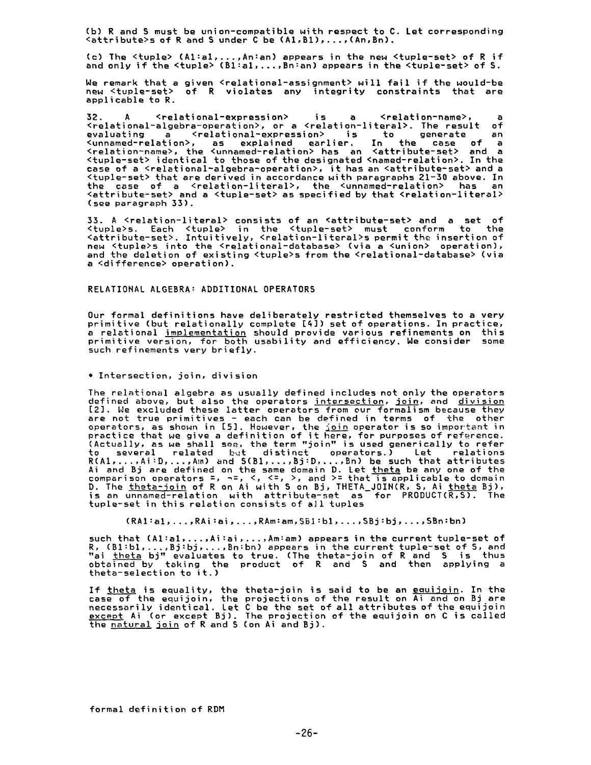(b) R and S must be union-compatible with respect to C. Let corresponding <attribute>s of R and S under C be (A1,B1),...,(An,Bn).

(c) The <tuple> (A1:a1,...,An:an) appears in the new <tuple-set> of R if and only if the <tuple> (B1:a1,...,Bn:an) appears in the <tuple-set> of S.

We remark that a given <relational-assignment> will fail if the would-be new <tuple-set> of R violates any integrity constraints that are applicable to R.

32. A <relational-expression> is a <relation-name>, a <relational-algebra-operation>, or a <relation-literal>. The result of evaluating a <relational-expression> is to generate an <unnamed-relation>, as explained earlier. In the case of a <relation-name>, the <unnamed-relation> has an <attribute-set> and a <tuple-set> identical to those of the designated <named-relation>. In the case of a <relational-algebra-operation>, it has an <attribute-set> and a <tuple-set> that are derived in accordance with paragraphs 21-30 above. In the case of a <relation-literal>, the <unnamed-relation> has an <attribute-set> and a <tuple-set> as specified by that <relation-literal> (see paragraph 33).

33. A <relation-literal> consists of an <attribute-set> and a set of <tuple>s. Each <tuple> in the <tuple-set> must conform to the <attribute-set>. Intuitively, <relation-literal>s permit the insertion of new <tuple>s into the <relational-database> (via a <union> operation), and the deletion of existing <tuple>s from the <relational-database> (via a <difference> operation).

## RELATIONAL ALGEBRA: ADDITIONAL OPERATORS

Our formal definitions have deliberately restricted themselves to a very primitive (but relationally complete [4]) set of operations. In practice, a relational _implementation_ should provide various refinements on this primitive version, for both usability and efficiency. We consider some such refinements very briefly.

- Intersection, join, division

The relational algebra as usually defined includes not only the operators defined above, but also the operators _intersection_, _join_, and _division_ [2]. We excluded these latter operators from our formalism because they are not true primitives - each can be defined in terms of the other operators, as shown in [5]. However, the _join_ operator is so important in practice that we give a definition of it here, for purposes of reference. (Actually, as we shall see, the term "join" is used generically to refer to several related but distinct operators.) Let relations R(A1,...,Ai:D,...,Am) and S(B1,...,Bj:D,...,Bn) be such that attributes Ai and Bj are defined on the same domain D. Let _theta_ be any one of the comparison operators =, ¬=, <, <=, >, and >= that is applicable to domain D. The _theta-join_ of R on Ai with S on Bj, THETA_JOIN(R, S, Ai _theta_ Bj), is an unnamed-relation with attribute-set as for PRODUCT(R,S). The tuple-set in this relation consists of all tuples

    (RA1:a1,...,RAi:ai,...,RAm:am,SB1:b1,...,SBj:bj,...,SBn:bn)

such that (A1:a1,...,Ai:ai,...,Am:am) appears in the current tuple-set of R, (B1:b1,...,Bj:bj,...,Bn:bn) appears in the current tuple-set of S, and "ai _theta_ bj" evaluates to true. (The theta-join of R and S is thus obtained by taking the product of R and S and then applying a theta-selection to it.)

If _theta_ is equality, the theta-join is said to be an _equijoin_. In the case of the equijoin, the projections of the result on Ai and on Bj are necessarily identical. Let C be the set of all attributes of the equijoin _except_ Ai (or except Bj). The projection of the equijoin on C is called the _natural join_ of R and S (on Ai and Bj).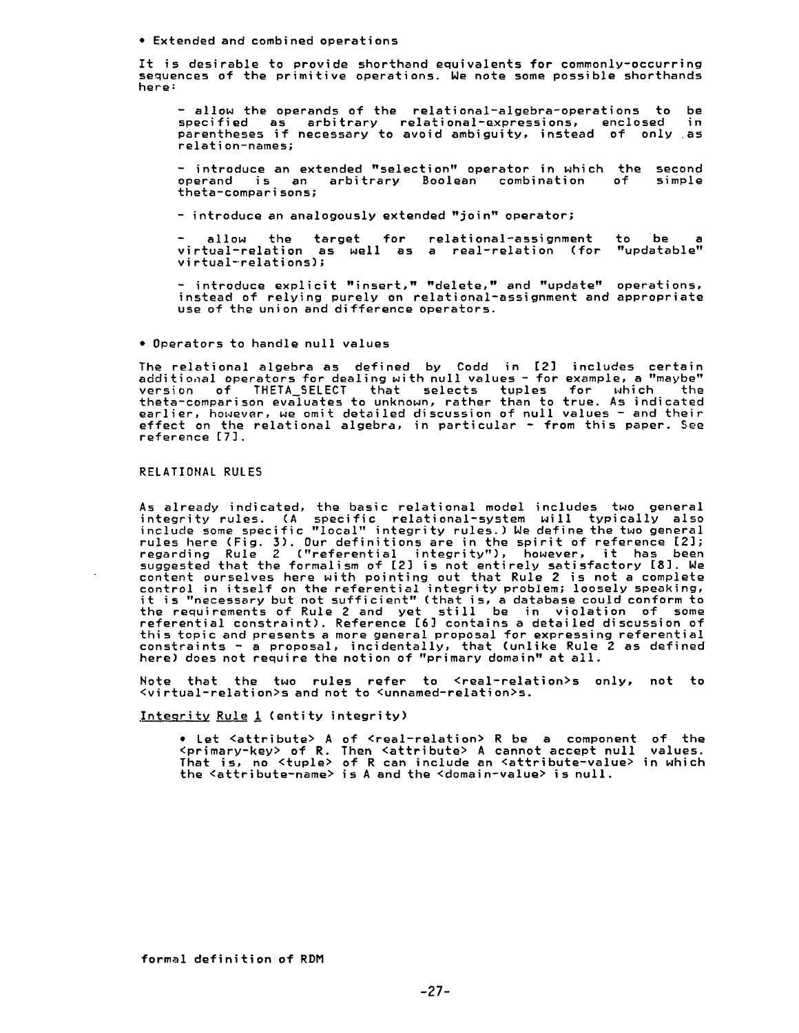- Extended and combined operations

It is desirable to provide shorthand equivalents for commonly-occurring sequences of the primitive operations. We note some possible shorthands here:

- allow the operands of the relational-algebra-operations to be specified as arbitrary relational-expressions, enclosed in parentheses if necessary to avoid ambiguity, instead of only as relation-names;

- introduce an extended "selection" operator in which the second operand is an arbitrary Boolean combination of simple theta-comparisons;

- introduce an analogously extended "join" operator;

- allow the target for relational-assignment to be a virtual-relation as well as a real-relation (for "updatable" virtual-relations);

- introduce explicit "insert," "delete," and "update" operations, instead of relying purely on relational-assignment and appropriate use of the union and difference operators.

- Operators to handle null values

The relational algebra as defined by Codd in [2] includes certain additional operators for dealing with null values - for example, a "maybe" version of THETA_SELECT that selects tuples for which the theta-comparison evaluates to unknown, rather than to true. As indicated earlier, however, we omit detailed discussion of null values - and their effect on the relational algebra, in particular - from this paper. See reference [7].

## RELATIONAL RULES

As already indicated, the basic relational model includes two general integrity rules. (A specific relational-system will typically also include some specific "local" integrity rules.) We define the two general rules here (Fig. 3). Our definitions are in the spirit of reference [2]; regarding Rule 2 ("referential integrity"), however, it has been suggested that the formalism of [2] is not entirely satisfactory [8]. We content ourselves here with pointing out that Rule 2 is not a complete control in itself on the referential integrity problem; loosely speaking, it is "necessary but not sufficient" (that is, a database could conform to the requirements of Rule 2 and yet still be in violation of some referential constraint). Reference [6] contains a detailed discussion of this topic and presents a more general proposal for expressing referential constraints - a proposal, incidentally, that (unlike Rule 2 as defined here) does not require the notion of "primary domain" at all.

Note that the two rules refer to <real-relation>s only, not to <virtual-relation>s and not to <unnamed-relation>s.

Integrity Rule 1 (entity integrity)

- Let <attribute> A of <real-relation> R be a component of the <primary-key> of R. Then <attribute> A cannot accept null values. That is, no <tuple> of R can include an <attribute-value> in which the <attribute-name> is A and the <domain-value> is null.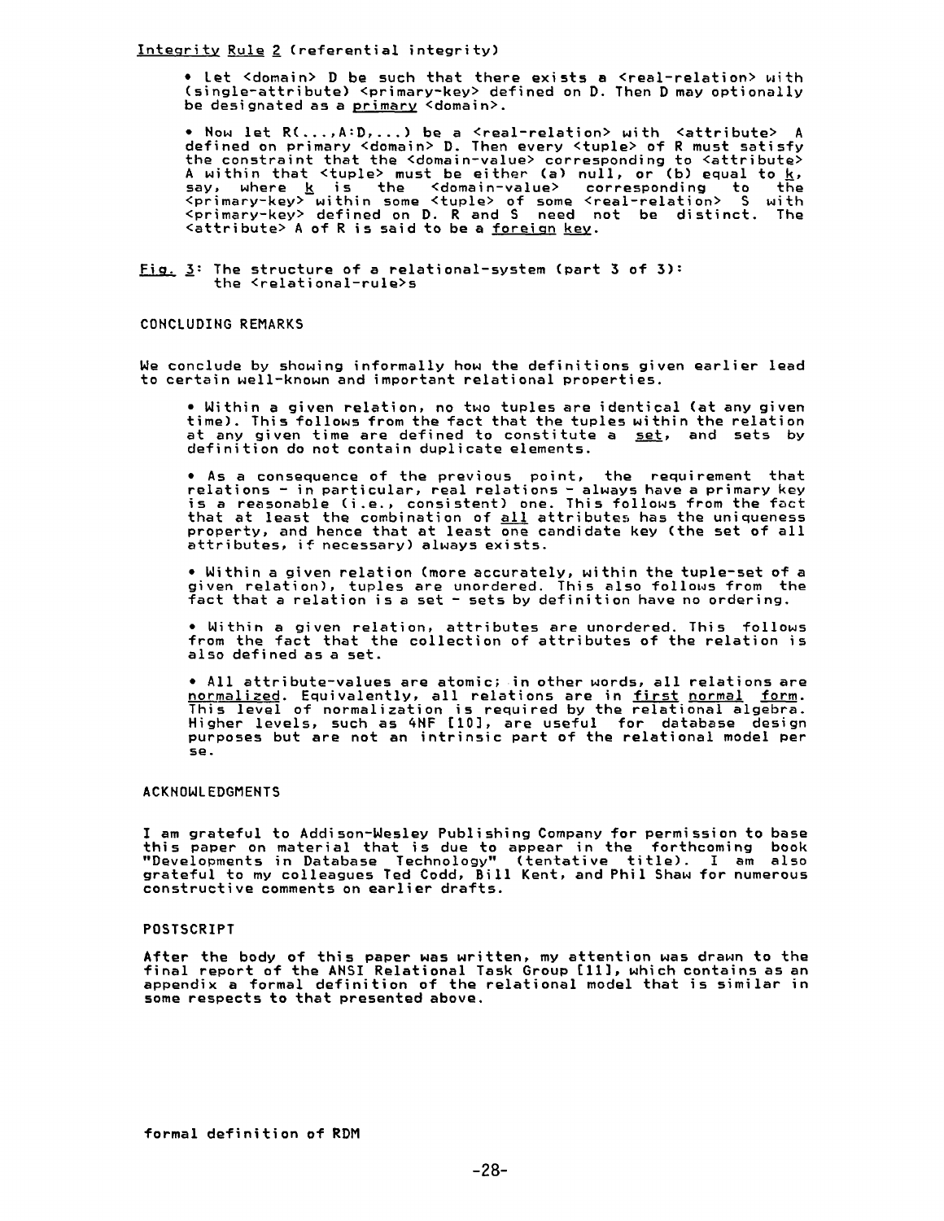Integrity Rule 2 (referential integrity)

- Let <domain> D be such that there exists a <real-relation> with (single-attribute) <primary-key> defined on D. Then D may optionally be designated as a *primary* <domain>.

- Now let R(...,A:D,...) be a <real-relation> with <attribute> A defined on primary <domain> D. Then every <tuple> of R must satisfy the constraint that the <domain-value> corresponding to <attribute> A within that <tuple> must be either (a) null, or (b) equal to *k*, say, where *k* is the <domain-value> corresponding to the <primary-key> within some <tuple> of some <real-relation> S with <primary-key> defined on D. R and S need not be distinct. The <attribute> A of R is said to be a *foreign key*.

Fig. 3: The structure of a relational-system (part 3 of 3): the <relational-rule>s

## CONCLUDING REMARKS

We conclude by showing informally how the definitions given earlier lead to certain well-known and important relational properties.

- Within a given relation, no two tuples are identical (at any given time). This follows from the fact that the tuples within the relation at any given time are defined to constitute a *set*, and sets by definition do not contain duplicate elements.

- As a consequence of the previous point, the requirement that relations - in particular, real relations - always have a primary key is a reasonable (i.e., consistent) one. This follows from the fact that at least the combination of *all* attributes has the uniqueness property, and hence that at least one candidate key (the set of all attributes, if necessary) always exists.

- Within a given relation (more accurately, within the tuple-set of a given relation), tuples are unordered. This also follows from the fact that a relation is a set - sets by definition have no ordering.

- Within a given relation, attributes are unordered. This follows from the fact that the collection of attributes of the relation is also defined as a set.

- All attribute-values are atomic; in other words, all relations are *normalized*. Equivalently, all relations are in *first normal form*. This level of normalization is required by the relational algebra. Higher levels, such as 4NF [10], are useful for database design purposes but are not an intrinsic part of the relational model per se.

## ACKNOWLEDGMENTS

I am grateful to Addison-Wesley Publishing Company for permission to base this paper on material that is due to appear in the forthcoming book "Developments in Database Technology" (tentative title). I am also grateful to my colleagues Ted Codd, Bill Kent, and Phil Shaw for numerous constructive comments on earlier drafts.

## POSTSCRIPT

After the body of this paper was written, my attention was drawn to the final report of the ANSI Relational Task Group [11], which contains as an appendix a formal definition of the relational model that is similar in some respects to that presented above.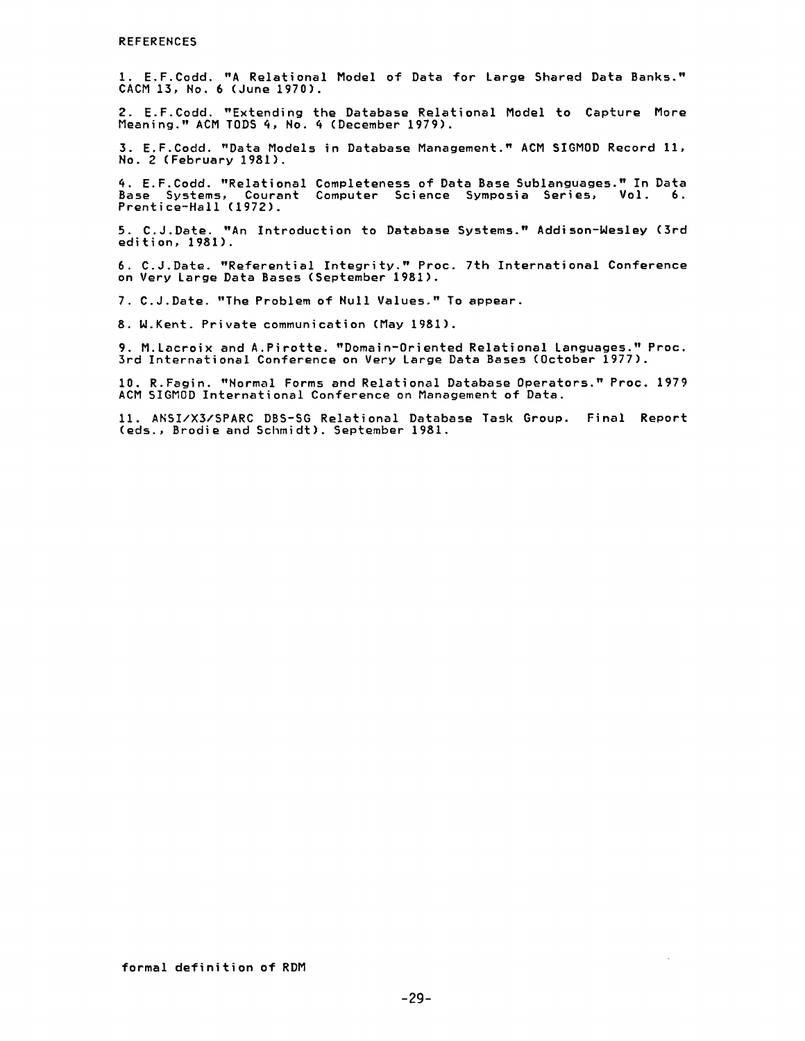## REFERENCES

1. E.F.Codd. "A Relational Model of Data for Large Shared Data Banks." CACM 13, No. 6 (June 1970).

2. E.F.Codd. "Extending the Database Relational Model to Capture More Meaning." ACM TODS 4, No. 4 (December 1979).

3. E.F.Codd. "Data Models in Database Management." ACM SIGMOD Record 11, No. 2 (February 1981).

4. E.F.Codd. "Relational Completeness of Data Base Sublanguages." In Data Base Systems, Courant Computer Science Symposia Series, Vol. 6. Prentice-Hall (1972).

5. C.J.Date. "An Introduction to Database Systems." Addison-Wesley (3rd edition, 1981).

6. C.J.Date. "Referential Integrity." Proc. 7th International Conference on Very Large Data Bases (September 1981).

7. C.J.Date. "The Problem of Null Values." To appear.

8. W.Kent. Private communication (May 1981).

9. M.Lacroix and A.Pirotte. "Domain-Oriented Relational Languages." Proc. 3rd International Conference on Very Large Data Bases (October 1977).

10. R.Fagin. "Normal Forms and Relational Database Operators." Proc. 1979 ACM SIGMOD International Conference on Management of Data.

11. ANSI/X3/SPARC DBS-SG Relational Database Task Group. Final Report (eds., Brodie and Schmidt). September 1981.